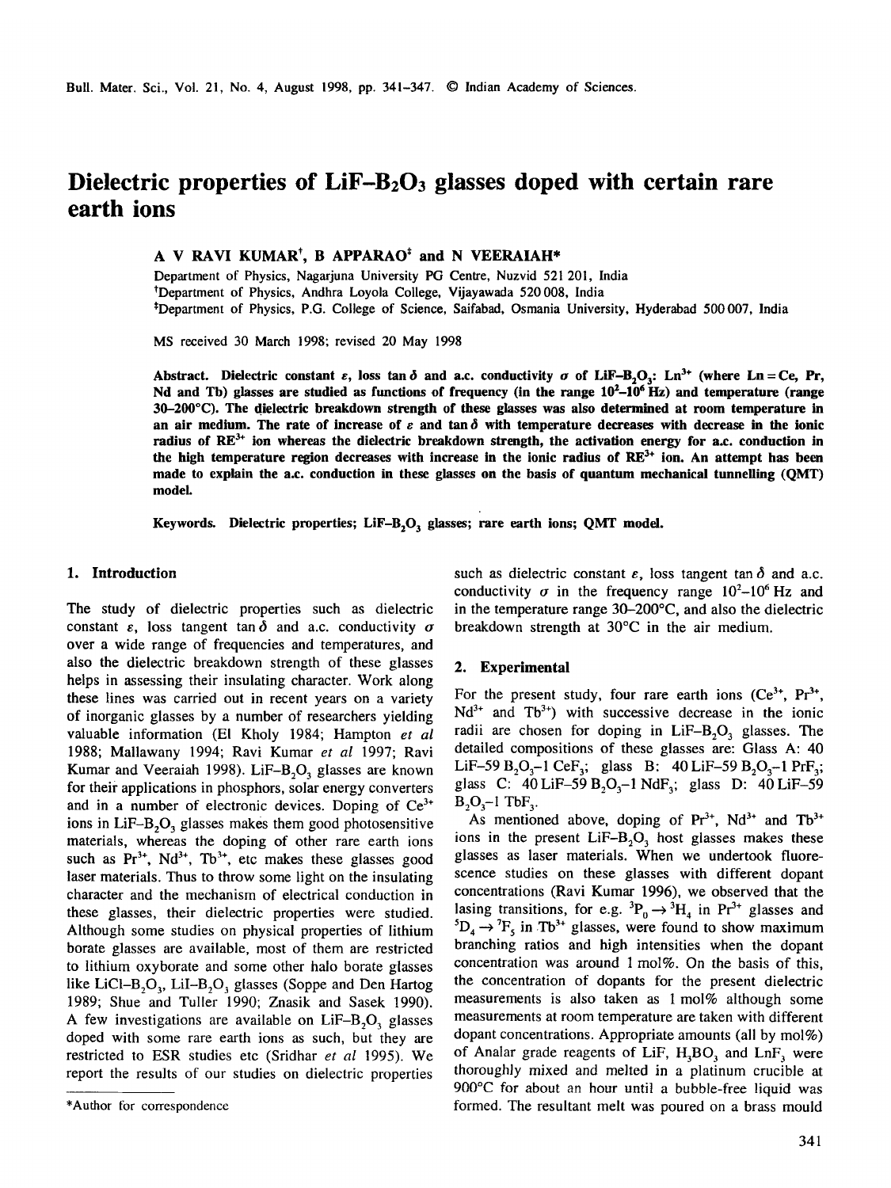# Dielectric properties of LiF–$B_2O_3$ glasses doped with certain rare earth ions

**A V RAVI KUMAR[†], B APPARAO[‡] and N VEERAIAH***

Department of Physics, Nagarjuna University PG Centre, Nuzvid 521 201, India
[†]Department of Physics, Andhra Loyola College, Vijayawada 520 008, India
[‡]Department of Physics, P.G. College of Science, Saifabad, Osmania University, Hyderabad 500 007, India

MS received 30 March 1998; revised 20 May 1998

**Abstract.** Dielectric constant $\varepsilon$, loss $\tan\delta$ and a.c. conductivity $\sigma$ of LiF–$B_2O_3$: $Ln^{3+}$ (where Ln = Ce, Pr, Nd and Tb) glasses are studied as functions of frequency (in the range $10^2$–$10^6$ Hz) and temperature (range 30–200°C). The dielectric breakdown strength of these glasses was also determined at room temperature in an air medium. The rate of increase of $\varepsilon$ and $\tan\delta$ with temperature decreases with decrease in the ionic radius of $RE^{3+}$ ion whereas the dielectric breakdown strength, the activation energy for a.c. conduction in the high temperature region decreases with increase in the ionic radius of $RE^{3+}$ ion. An attempt has been made to explain the a.c. conduction in these glasses on the basis of quantum mechanical tunnelling (QMT) model.

**Keywords.** Dielectric properties; LiF–$B_2O_3$ glasses; rare earth ions; QMT model.

## 1. Introduction

The study of dielectric properties such as dielectric constant $\varepsilon$, loss tangent $\tan\delta$ and a.c. conductivity $\sigma$ over a wide range of frequencies and temperatures, and also the dielectric breakdown strength of these glasses helps in assessing their insulating character. Work along these lines was carried out in recent years on a variety of inorganic glasses by a number of researchers yielding valuable information (El Kholy 1984; Hampton *et al* 1988; Mallawany 1994; Ravi Kumar *et al* 1997; Ravi Kumar and Veeraiah 1998). LiF–$B_2O_3$ glasses are known for their applications in phosphors, solar energy converters and in a number of electronic devices. Doping of $Ce^{3+}$ ions in LiF–$B_2O_3$ glasses makes them good photosensitive materials, whereas the doping of other rare earth ions such as $Pr^{3+}$, $Nd^{3+}$, $Tb^{3+}$, etc makes these glasses good laser materials. Thus to throw some light on the insulating character and the mechanism of electrical conduction in these glasses, their dielectric properties were studied. Although some studies on physical properties of lithium borate glasses are available, most of them are restricted to lithium oxyborate and some other halo borate glasses like LiCl–$B_2O_3$, LiI–$B_2O_3$ glasses (Soppe and Den Hartog 1989; Shue and Tuller 1990; Znasik and Sasek 1990). A few investigations are available on LiF–$B_2O_3$ glasses doped with some rare earth ions as such, but they are restricted to ESR studies etc (Sridhar *et al* 1995). We report the results of our studies on dielectric properties such as dielectric constant $\varepsilon$, loss tangent $\tan\delta$ and a.c. conductivity $\sigma$ in the frequency range $10^2$–$10^6$ Hz and in the temperature range 30–200°C, and also the dielectric breakdown strength at 30°C in the air medium.

\*Author for correspondence

## 2. Experimental

For the present study, four rare earth ions ($Ce^{3+}$, $Pr^{3+}$, $Nd^{3+}$ and $Tb^{3+}$) with successive decrease in the ionic radii are chosen for doping in LiF–$B_2O_3$ glasses. The detailed compositions of these glasses are: Glass A: 40 LiF–59 $B_2O_3$–1 $CeF_3$; glass B: 40 LiF–59 $B_2O_3$–1 $PrF_3$; glass C: 40 LiF–59 $B_2O_3$–1 $NdF_3$; glass D: 40 LiF–59 $B_2O_3$–1 $TbF_3$.

As mentioned above, doping of $Pr^{3+}$, $Nd^{3+}$ and $Tb^{3+}$ ions in the present LiF–$B_2O_3$ host glasses makes these glasses as laser materials. When we undertook fluorescence studies on these glasses with different dopant concentrations (Ravi Kumar 1996), we observed that the lasing transitions, for e.g. $^3P_0 \rightarrow {}^3H_4$ in $Pr^{3+}$ glasses and $^5D_4 \rightarrow {}^7F_5$ in $Tb^{3+}$ glasses, were found to show maximum branching ratios and high intensities when the dopant concentration was around 1 mol%. On the basis of this, the concentration of dopants for the present dielectric measurements is also taken as 1 mol% although some measurements at room temperature are taken with different dopant concentrations. Appropriate amounts (all by mol%) of Analar grade reagents of LiF, $H_3BO_3$ and $LnF_3$ were thoroughly mixed and melted in a platinum crucible at 900°C for about an hour until a bubble-free liquid was formed. The resultant melt was poured on a brass mould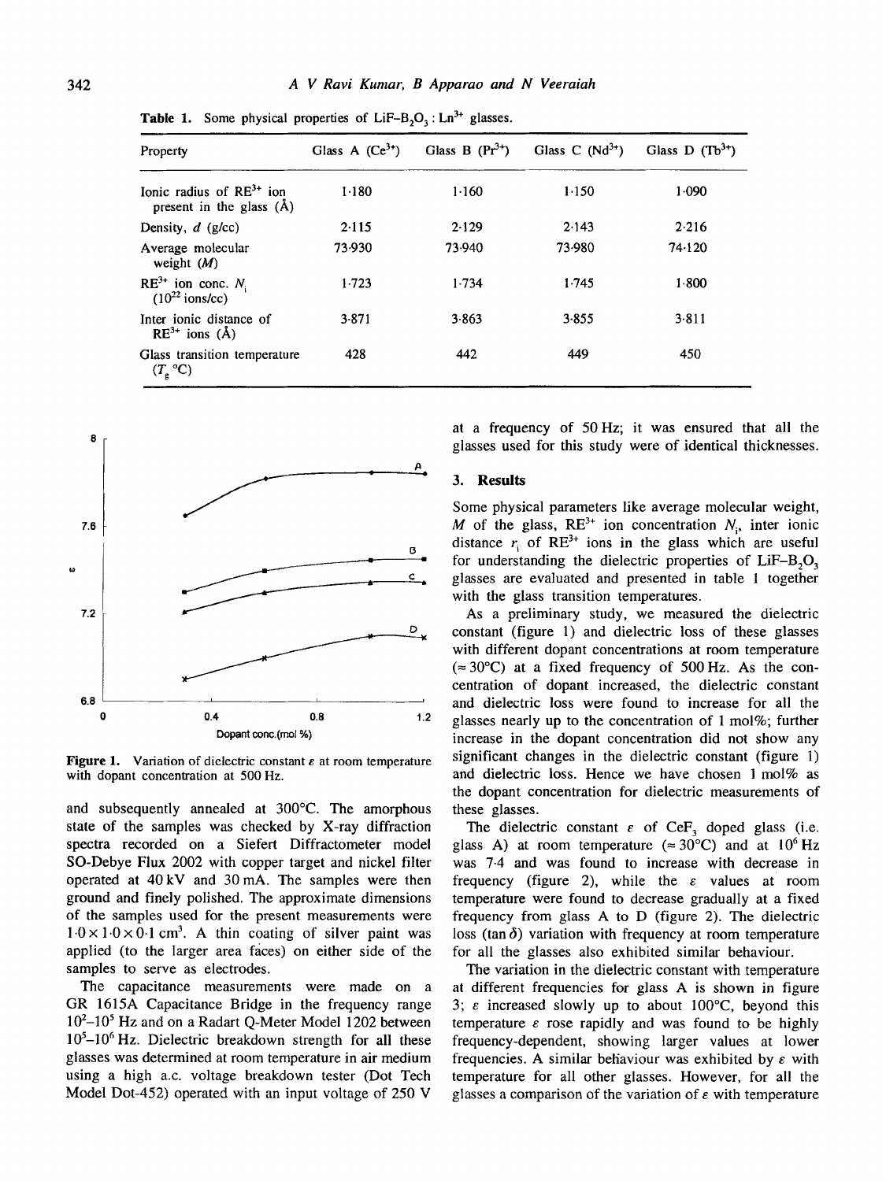**Table 1.** Some physical properties of $LiF–B_2O_3 : Ln^{3+}$ glasses.

| Property | Glass A ($Ce^{3+}$) | Glass B ($Pr^{3+}$) | Glass C ($Nd^{3+}$) | Glass D ($Tb^{3+}$) |
|---|---|---|---|---|
| Ionic radius of $RE^{3+}$ ion present in the glass (Å) | 1·180 | 1·160 | 1·150 | 1·090 |
| Density, $d$ (g/cc) | 2·115 | 2·129 | 2·143 | 2·216 |
| Average molecular weight ($M$) | 73·930 | 73·940 | 73·980 | 74·120 |
| $RE^{3+}$ ion conc. $N_i$ ($10^{22}$ ions/cc) | 1·723 | 1·734 | 1·745 | 1·800 |
| Inter ionic distance of $RE^{3+}$ ions (Å) | 3·871 | 3·863 | 3·855 | 3·811 |
| Glass transition temperature ($T_g$ °C) | 428 | 442 | 449 | 450 |

**Figure 1.** Variation of dielectric constant $\varepsilon$ at room temperature with dopant concentration at 500 Hz.

and subsequently annealed at 300°C. The amorphous state of the samples was checked by X-ray diffraction spectra recorded on a Siefert Diffractometer model SO-Debye Flux 2002 with copper target and nickel filter operated at 40 kV and 30 mA. The samples were then ground and finely polished. The approximate dimensions of the samples used for the present measurements were $1{\cdot}0 \times 1{\cdot}0 \times 0{\cdot}1$ cm$^3$. A thin coating of silver paint was applied (to the larger area faces) on either side of the samples to serve as electrodes.

The capacitance measurements were made on a GR 1615A Capacitance Bridge in the frequency range $10^2$–$10^5$ Hz and on a Radart Q-Meter Model 1202 between $10^5$–$10^6$ Hz. Dielectric breakdown strength for all these glasses was determined at room temperature in air medium using a high a.c. voltage breakdown tester (Dot Tech Model Dot-452) operated with an input voltage of 250 V at a frequency of 50 Hz; it was ensured that all the glasses used for this study were of identical thicknesses.

## 3. Results

Some physical parameters like average molecular weight, $M$ of the glass, $RE^{3+}$ ion concentration $N_i$, inter ionic distance $r_i$ of $RE^{3+}$ ions in the glass which are useful for understanding the dielectric properties of $LiF–B_2O_3$ glasses are evaluated and presented in table 1 together with the glass transition temperatures.

As a preliminary study, we measured the dielectric constant (figure 1) and dielectric loss of these glasses with different dopant concentrations at room temperature (≈ 30°C) at a fixed frequency of 500 Hz. As the concentration of dopant increased, the dielectric constant and dielectric loss were found to increase for all the glasses nearly up to the concentration of 1 mol%; further increase in the dopant concentration did not show any significant changes in the dielectric constant (figure 1) and dielectric loss. Hence we have chosen 1 mol% as the dopant concentration for dielectric measurements of these glasses.

The dielectric constant $\varepsilon$ of $CeF_3$ doped glass (i.e. glass A) at room temperature (≈ 30°C) and at $10^6$ Hz was 7·4 and was found to increase with decrease in frequency (figure 2), while the $\varepsilon$ values at room temperature were found to decrease gradually at a fixed frequency from glass A to D (figure 2). The dielectric loss ($\tan \delta$) variation with frequency at room temperature for all the glasses also exhibited similar behaviour.

The variation in the dielectric constant with temperature at different frequencies for glass A is shown in figure 3; $\varepsilon$ increased slowly up to about 100°C, beyond this temperature $\varepsilon$ rose rapidly and was found to be highly frequency-dependent, showing larger values at lower frequencies. A similar behaviour was exhibited by $\varepsilon$ with temperature for all other glasses. However, for all the glasses a comparison of the variation of $\varepsilon$ with temperature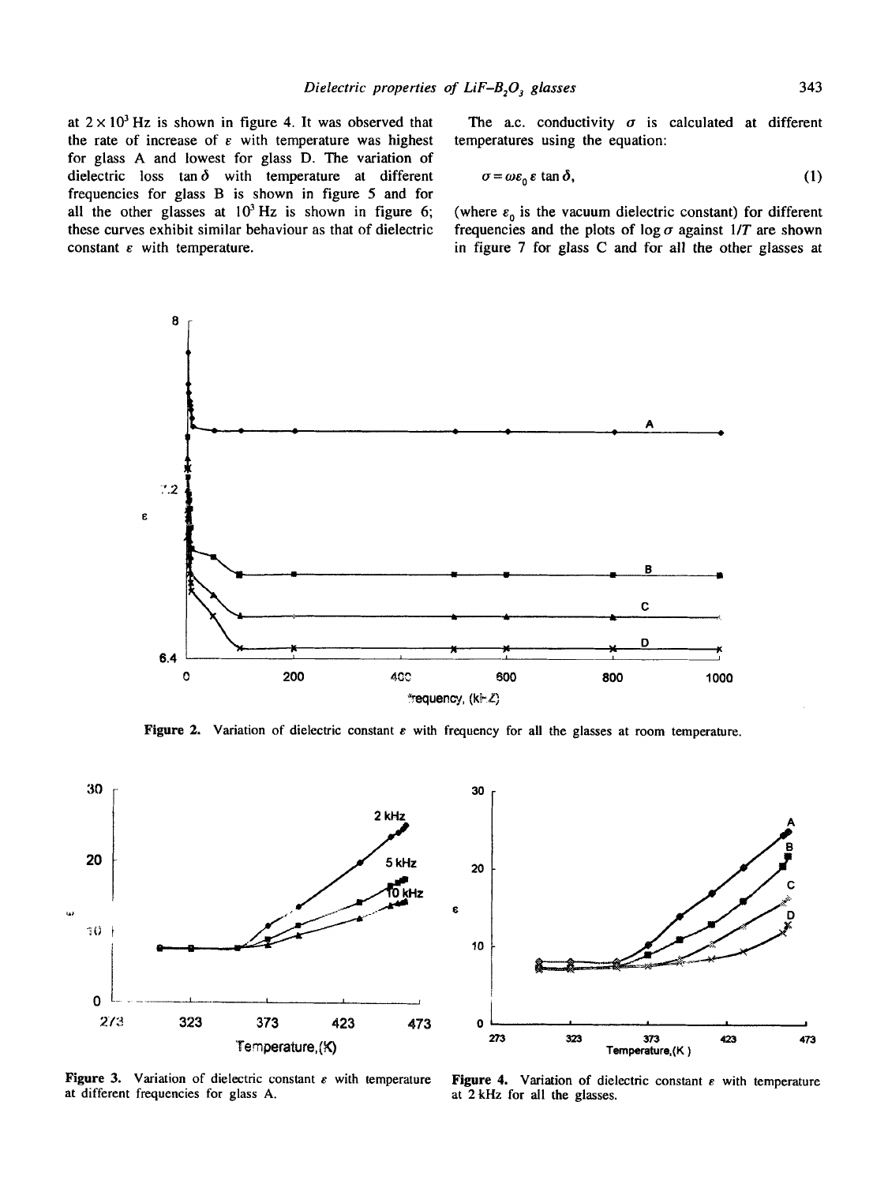at $2 \times 10^3$ Hz is shown in figure 4. It was observed that the rate of increase of $\varepsilon$ with temperature was highest for glass A and lowest for glass D. The variation of dielectric loss $\tan \delta$ with temperature at different frequencies for glass B is shown in figure 5 and for all the other glasses at $10^3$ Hz is shown in figure 6; these curves exhibit similar behaviour as that of dielectric constant $\varepsilon$ with temperature.

The a.c. conductivity $\sigma$ is calculated at different temperatures using the equation:

$$\sigma = \omega \varepsilon_0 \varepsilon \tan \delta, \tag{1}$$

(where $\varepsilon_0$ is the vacuum dielectric constant) for different frequencies and the plots of $\log \sigma$ against $1/T$ are shown in figure 7 for glass C and for all the other glasses at

**Figure 2.** Variation of dielectric constant $\varepsilon$ with frequency for all the glasses at room temperature.

**Figure 3.** Variation of dielectric constant $\varepsilon$ with temperature at different frequencies for glass A.

**Figure 4.** Variation of dielectric constant $\varepsilon$ with temperature at 2 kHz for all the glasses.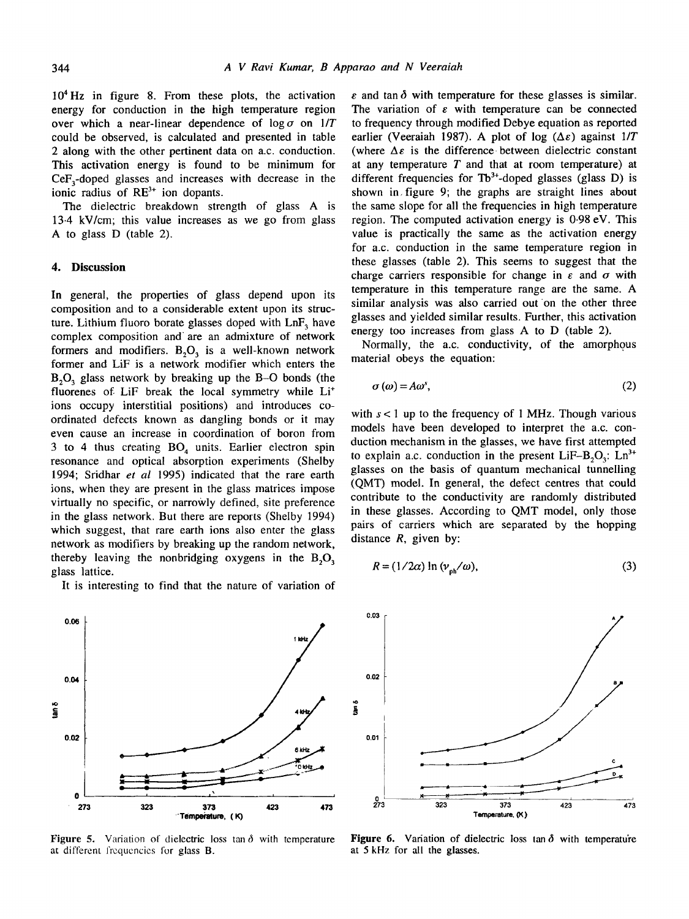$10^4$ Hz in figure 8. From these plots, the activation energy for conduction in the high temperature region over which a near-linear dependence of $\log \sigma$ on $1/T$ could be observed, is calculated and presented in table 2 along with the other pertinent data on a.c. conduction. This activation energy is found to be minimum for $CeF_3$-doped glasses and increases with decrease in the ionic radius of $RE^{3+}$ ion dopants.

The dielectric breakdown strength of glass A is 13·4 kV/cm; this value increases as we go from glass A to glass D (table 2).

## 4. Discussion

In general, the properties of glass depend upon its composition and to a considerable extent upon its structure. Lithium fluoro borate glasses doped with $LnF_3$ have complex composition and are an admixture of network formers and modifiers. $B_2O_3$ is a well-known network former and LiF is a network modifier which enters the $B_2O_3$ glass network by breaking up the B–O bonds (the fluorenes of LiF break the local symmetry while $Li^+$ ions occupy interstitial positions) and introduces co-ordinated defects known as dangling bonds or it may even cause an increase in coordination of boron from 3 to 4 thus creating $BO_4$ units. Earlier electron spin resonance and optical absorption experiments (Shelby 1994; Sridhar *et al* 1995) indicated that the rare earth ions, when they are present in the glass matrices impose virtually no specific, or narrowly defined, site preference in the glass network. But there are reports (Shelby 1994) which suggest, that rare earth ions also enter the glass network as modifiers by breaking up the random network, thereby leaving the nonbridging oxygens in the $B_2O_3$ glass lattice.

It is interesting to find that the nature of variation of $\varepsilon$ and $\tan \delta$ with temperature for these glasses is similar. The variation of $\varepsilon$ with temperature can be connected to frequency through modified Debye equation as reported earlier (Veeraiah 1987). A plot of $\log (\Delta\varepsilon)$ against $1/T$ (where $\Delta\varepsilon$ is the difference between dielectric constant at any temperature $T$ and that at room temperature) at different frequencies for $Tb^{3+}$-doped glasses (glass D) is shown in figure 9; the graphs are straight lines about the same slope for all the frequencies in high temperature region. The computed activation energy is 0·98 eV. This value is practically the same as the activation energy for a.c. conduction in the same temperature region in these glasses (table 2). This seems to suggest that the charge carriers responsible for change in $\varepsilon$ and $\sigma$ with temperature in this temperature range are the same. A similar analysis was also carried out on the other three glasses and yielded similar results. Further, this activation energy too increases from glass A to D (table 2).

Normally, the a.c. conductivity, of the amorphous material obeys the equation:

$$\sigma(\omega) = A\omega^s, \tag{2}$$

with $s < 1$ up to the frequency of 1 MHz. Though various models have been developed to interpret the a.c. conduction mechanism in the glasses, we have first attempted to explain a.c. conduction in the present LiF–$B_2O_3$: $Ln^{3+}$ glasses on the basis of quantum mechanical tunnelling (QMT) model. In general, the defect centres that could contribute to the conductivity are randomly distributed in these glasses. According to QMT model, only those pairs of carriers which are separated by the hopping distance $R$, given by:

$$R = (1/2\alpha) \ln (\nu_{ph}/\omega), \tag{3}$$

**Figure 5.** Variation of dielectric loss $\tan \delta$ with temperature at different frequencies for glass B.

**Figure 6.** Variation of dielectric loss $\tan \delta$ with temperature at 5 kHz for all the glasses.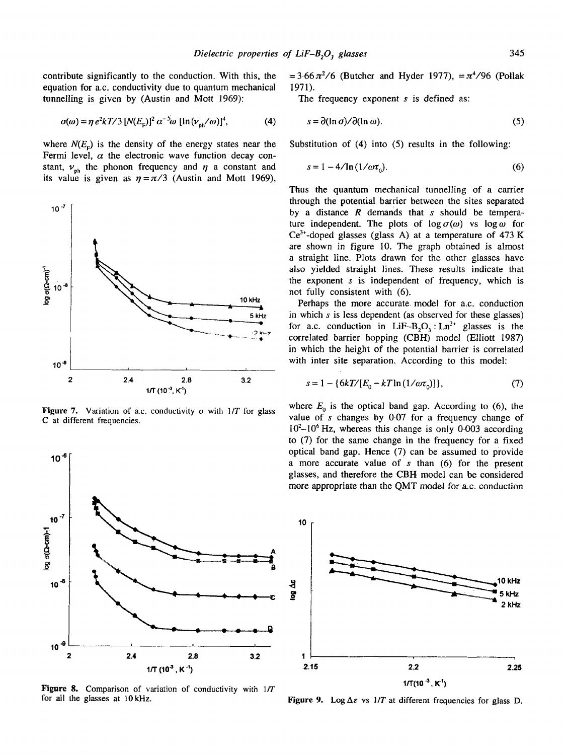contribute significantly to the conduction. With this, the equation for a.c. conductivity due to quantum mechanical tunnelling is given by (Austin and Mott 1969):

$$\sigma(\omega) = \eta e^2 kT/3\,[N(E_F)]^2\,\alpha^{-5}\omega\,[\ln(\nu_{ph}/\omega)]^4, \qquad (4)$$

where $N(E_F)$ is the density of the energy states near the Fermi level, $\alpha$ the electronic wave function decay constant, $\nu_{ph}$ the phonon frequency and $\eta$ a constant and its value is given as $\eta = \pi/3$ (Austin and Mott 1969), $= 3{\cdot}66\pi^2/6$ (Butcher and Hyder 1977), $= \pi^4/96$ (Pollak 1971).

The frequency exponent $s$ is defined as:

$$s = \partial(\ln\sigma)/\partial(\ln\omega). \qquad (5)$$

Substitution of (4) into (5) results in the following:

$$s = 1 - 4/\ln(1/\omega\tau_0). \qquad (6)$$

Thus the quantum mechanical tunnelling of a carrier through the potential barrier between the sites separated by a distance $R$ demands that $s$ should be temperature independent. The plots of $\log\sigma(\omega)$ vs $\log\omega$ for $Ce^{3+}$-doped glasses (glass A) at a temperature of 473 K are shown in figure 10. The graph obtained is almost a straight line. Plots drawn for the other glasses have also yielded straight lines. These results indicate that the exponent $s$ is independent of frequency, which is not fully consistent with (6).

Perhaps the more accurate model for a.c. conduction in which $s$ is less dependent (as observed for these glasses) for a.c. conduction in $LiF$–$B_2O_3 : Ln^{3+}$ glasses is the correlated barrier hopping (CBH) model (Elliott 1987) in which the height of the potential barrier is correlated with inter site separation. According to this model:

$$s = 1 - \{6kT/[E_0 - kT\ln(1/\omega\tau_0)]\}, \qquad (7)$$

where $E_0$ is the optical band gap. According to (6), the value of $s$ changes by 0·07 for a frequency change of $10^2$–$10^6$ Hz, whereas this change is only 0·003 according to (7) for the same change in the frequency for a fixed optical band gap. Hence (7) can be assumed to provide a more accurate value of $s$ than (6) for the present glasses, and therefore the CBH model can be considered more appropriate than the QMT model for a.c. conduction

**Figure 7.** Variation of a.c. conductivity $\sigma$ with $1/T$ for glass C at different frequencies.

**Figure 8.** Comparison of variation of conductivity with $1/T$ for all the glasses at 10 kHz.

**Figure 9.** $\log\Delta\varepsilon$ vs $1/T$ at different frequencies for glass D.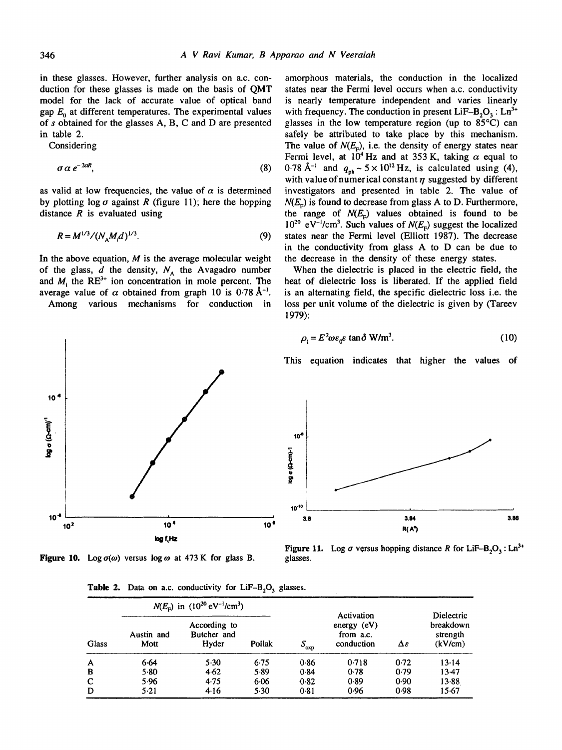in these glasses. However, further analysis on a.c. conduction for these glasses is made on the basis of QMT model for the lack of accurate value of optical band gap $E_0$ at different temperatures. The experimental values of $s$ obtained for the glasses A, B, C and D are presented in table 2.

Considering

$$\sigma \alpha e^{-2\alpha R}, \tag{8}$$

as valid at low frequencies, the value of $\alpha$ is determined by plotting $\log \sigma$ against $R$ (figure 11); here the hopping distance $R$ is evaluated using

$$R = M^{1/3}/(N_A M_i d)^{1/3}. \tag{9}$$

In the above equation, $M$ is the average molecular weight of the glass, $d$ the density, $N_A$ the Avagadro number and $M_i$ the $RE^{3+}$ ion concentration in mole percent. The average value of $\alpha$ obtained from graph 10 is 0·78 Å$^{-1}$.

Among various mechanisms for conduction in amorphous materials, the conduction in the localized states near the Fermi level occurs when a.c. conductivity is nearly temperature independent and varies linearly with frequency. The conduction in present $LiF–B_2O_3 : Ln^{3+}$ glasses in the low temperature region (up to 85°C) can safely be attributed to take place by this mechanism. The value of $N(E_F)$, i.e. the density of energy states near Fermi level, at $10^4$ Hz and at 353 K, taking $\alpha$ equal to 0·78 Å$^{-1}$ and $q_{ph} \sim 5 \times 10^{12}$ Hz, is calculated using (4), with value of numerical constant $\eta$ suggested by different investigators and presented in table 2. The value of $N(E_F)$ is found to decrease from glass A to D. Furthermore, the range of $N(E_F)$ values obtained is found to be $10^{20}$ eV$^{-1}$/cm$^3$. Such values of $N(E_F)$ suggest the localized states near the Fermi level (Elliott 1987). The decrease in the conductivity from glass A to D can be due to the decrease in the density of these energy states.

When the dielectric is placed in the electric field, the heat of dielectric loss is liberated. If the applied field is an alternating field, the specific dielectric loss i.e. the loss per unit volume of the dielectric is given by (Tareev 1979):

$$\rho_l = E^2 \omega \varepsilon_0 \varepsilon \tan\delta \ \text{W/m}^3. \tag{10}$$

This equation indicates that higher the values of

**Figure 10.** Log $\sigma(\omega)$ versus log $\omega$ at 473 K for glass B.

**Figure 11.** Log $\sigma$ versus hopping distance $R$ for $LiF–B_2O_3 : Ln^{3+}$ glasses.

**Table 2.** Data on a.c. conductivity for $LiF–B_2O_3$ glasses.

| Glass | $N(E_F)$ in ($10^{20}$ eV$^{-1}$/cm$^3$) Austin and Mott | According to Butcher and Hyder | Pollak | $S_{exp}$ | Activation energy (eV) from a.c. conduction | $\Delta\varepsilon$ | Dielectric breakdown strength (kV/cm) |
|---|---|---|---|---|---|---|---|
| A | 6·64 | 5·30 | 6·75 | 0·86 | 0·718 | 0·72 | 13·14 |
| B | 5·80 | 4·62 | 5·89 | 0·84 | 0·78 | 0·79 | 13·47 |
| C | 5·96 | 4·75 | 6·06 | 0·82 | 0·89 | 0·90 | 13·88 |
| D | 5·21 | 4·16 | 5·30 | 0·81 | 0·96 | 0·98 | 15·67 |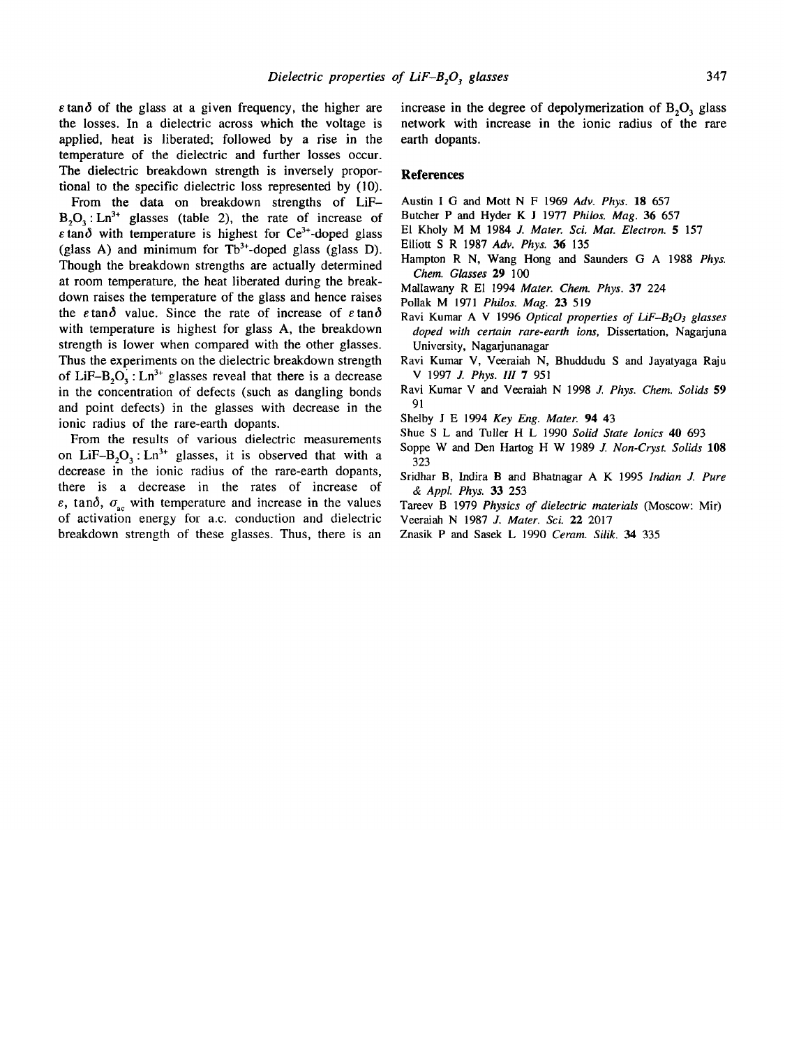$\varepsilon \tan\delta$ of the glass at a given frequency, the higher are the losses. In a dielectric across which the voltage is applied, heat is liberated; followed by a rise in the temperature of the dielectric and further losses occur. The dielectric breakdown strength is inversely proportional to the specific dielectric loss represented by (10).

From the data on breakdown strengths of $LiF$–$B_2O_3:Ln^{3+}$ glasses (table 2), the rate of increase of $\varepsilon \tan\delta$ with temperature is highest for $Ce^{3+}$-doped glass (glass A) and minimum for $Tb^{3+}$-doped glass (glass D). Though the breakdown strengths are actually determined at room temperature, the heat liberated during the breakdown raises the temperature of the glass and hence raises the $\varepsilon \tan\delta$ value. Since the rate of increase of $\varepsilon \tan\delta$ with temperature is highest for glass A, the breakdown strength is lower when compared with the other glasses. Thus the experiments on the dielectric breakdown strength of $LiF$–$B_2O_3:Ln^{3+}$ glasses reveal that there is a decrease in the concentration of defects (such as dangling bonds and point defects) in the glasses with decrease in the ionic radius of the rare-earth dopants.

From the results of various dielectric measurements on $LiF$–$B_2O_3:Ln^{3+}$ glasses, it is observed that with a decrease in the ionic radius of the rare-earth dopants, there is a decrease in the rates of increase of $\varepsilon$, $\tan\delta$, $\sigma_{ac}$ with temperature and increase in the values of activation energy for a.c. conduction and dielectric breakdown strength of these glasses. Thus, there is an increase in the degree of depolymerization of $B_2O_3$ glass network with increase in the ionic radius of the rare earth dopants.

## References

Austin I G and Mott N F 1969 *Adv. Phys.* **18** 657

Butcher P and Hyder K J 1977 *Philos. Mag.* **36** 657

El Kholy M M 1984 *J. Mater. Sci. Mat. Electron.* **5** 157

Elliott S R 1987 *Adv. Phys.* **36** 135

Hampton R N, Wang Hong and Saunders G A 1988 *Phys. Chem. Glasses* **29** 100

Mallawany R El 1994 *Mater. Chem. Phys.* **37** 224

Pollak M 1971 *Philos. Mag.* **23** 519

Ravi Kumar A V 1996 *Optical properties of LiF–B2O3 glasses doped with certain rare-earth ions*, Dissertation, Nagarjuna University, Nagarjunanagar

Ravi Kumar V, Veeraiah N, Bhuddudu S and Jayatyaga Raju V 1997 *J. Phys. III* **7** 951

Ravi Kumar V and Veeraiah N 1998 *J. Phys. Chem. Solids* **59** 91

Shelby J E 1994 *Key Eng. Mater.* **94** 43

Shue S L and Tuller H L 1990 *Solid State Ionics* **40** 693

Soppe W and Den Hartog H W 1989 *J. Non-Cryst. Solids* **108** 323

Sridhar B, Indira B and Bhatnagar A K 1995 *Indian J. Pure & Appl. Phys.* **33** 253

Tareev B 1979 *Physics of dielectric materials* (Moscow: Mir)

Veeraiah N 1987 *J. Mater. Sci.* **22** 2017

Znasik P and Sasek L 1990 *Ceram. Silik.* **34** 335